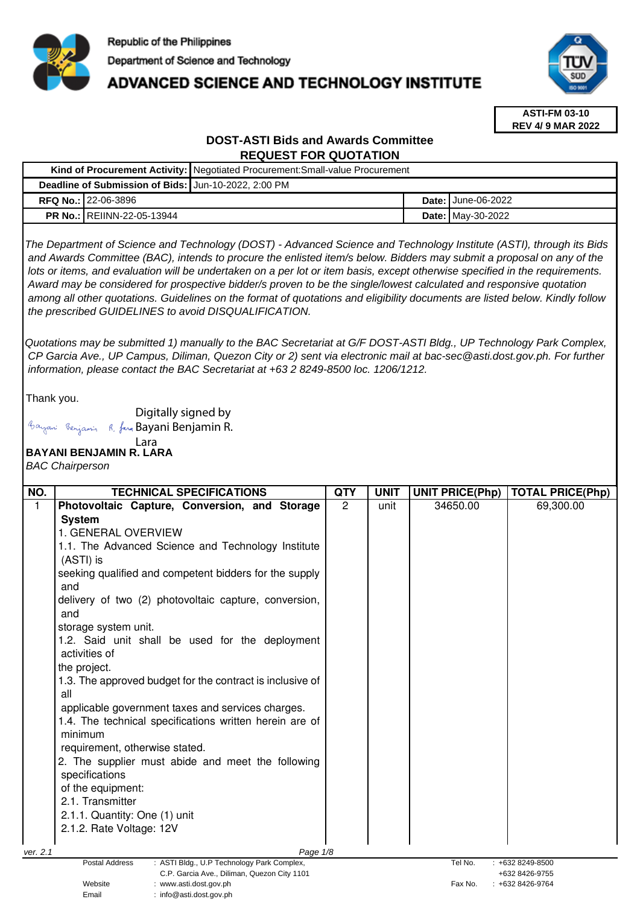Republic of the Philippines
Department of Science and Technology
# ADVANCED SCIENCE AND TECHNOLOGY INSTITUTE

**ASTI-FM 03-10**
**REV 4/ 9 MAR 2022**

## DOST-ASTI Bids and Awards Committee
## REQUEST FOR QUOTATION

| | | | |
|---|---|---|---|
| **Kind of Procurement Activity:** | Negotiated Procurement:Small-value Procurement | | |
| **Deadline of Submission of Bids:** | Jun-10-2022, 2:00 PM | | |
| **RFQ No.:** | 22-06-3896 | **Date:** | June-06-2022 |
| **PR No.:** | REIINN-22-05-13944 | **Date:** | May-30-2022 |

*The Department of Science and Technology (DOST) - Advanced Science and Technology Institute (ASTI), through its Bids and Awards Committee (BAC), intends to procure the enlisted item/s below. Bidders may submit a proposal on any of the lots or items, and evaluation will be undertaken on a per lot or item basis, except otherwise specified in the requirements. Award may be considered for prospective bidder/s proven to be the single/lowest calculated and responsive quotation among all other quotations. Guidelines on the format of quotations and eligibility documents are listed below. Kindly follow the prescribed GUIDELINES to avoid DISQUALIFICATION.*

*Quotations may be submitted 1) manually to the BAC Secretariat at G/F DOST-ASTI Bldg., UP Technology Park Complex, CP Garcia Ave., UP Campus, Diliman, Quezon City or 2) sent via electronic mail at bac-sec@asti.dost.gov.ph. For further information, please contact the BAC Secretariat at +63 2 8249-8500 loc. 1206/1212.*

Thank you.

Digitally signed by Bayani Benjamin R. Lara

**BAYANI BENJAMIN R. LARA**
*BAC Chairperson*

| NO. | TECHNICAL SPECIFICATIONS | QTY | UNIT | UNIT PRICE(Php) | TOTAL PRICE(Php) |
|---|---|---|---|---|---|
| 1 | **Photovoltaic Capture, Conversion, and Storage System**<br>1. GENERAL OVERVIEW<br>1.1. The Advanced Science and Technology Institute (ASTI) is seeking qualified and competent bidders for the supply and delivery of two (2) photovoltaic capture, conversion, and storage system unit.<br>1.2. Said unit shall be used for the deployment activities of the project.<br>1.3. The approved budget for the contract is inclusive of all applicable government taxes and services charges.<br>1.4. The technical specifications written herein are of minimum requirement, otherwise stated.<br>2. The supplier must abide and meet the following specifications of the equipment:<br>2.1. Transmitter<br>2.1.1. Quantity: One (1) unit<br>2.1.2. Rate Voltage: 12V | 2 | unit | 34650.00 | 69,300.00 |

ver. 2.1

Postal Address : ASTI Bldg., U.P Technology Park Complex, C.P. Garcia Ave., Diliman, Quezon City 1101
Website : www.asti.dost.gov.ph
Email : info@asti.dost.gov.ph
Tel No. : +632 8249-8500, +632 8426-9755
Fax No. : +632 8426-9764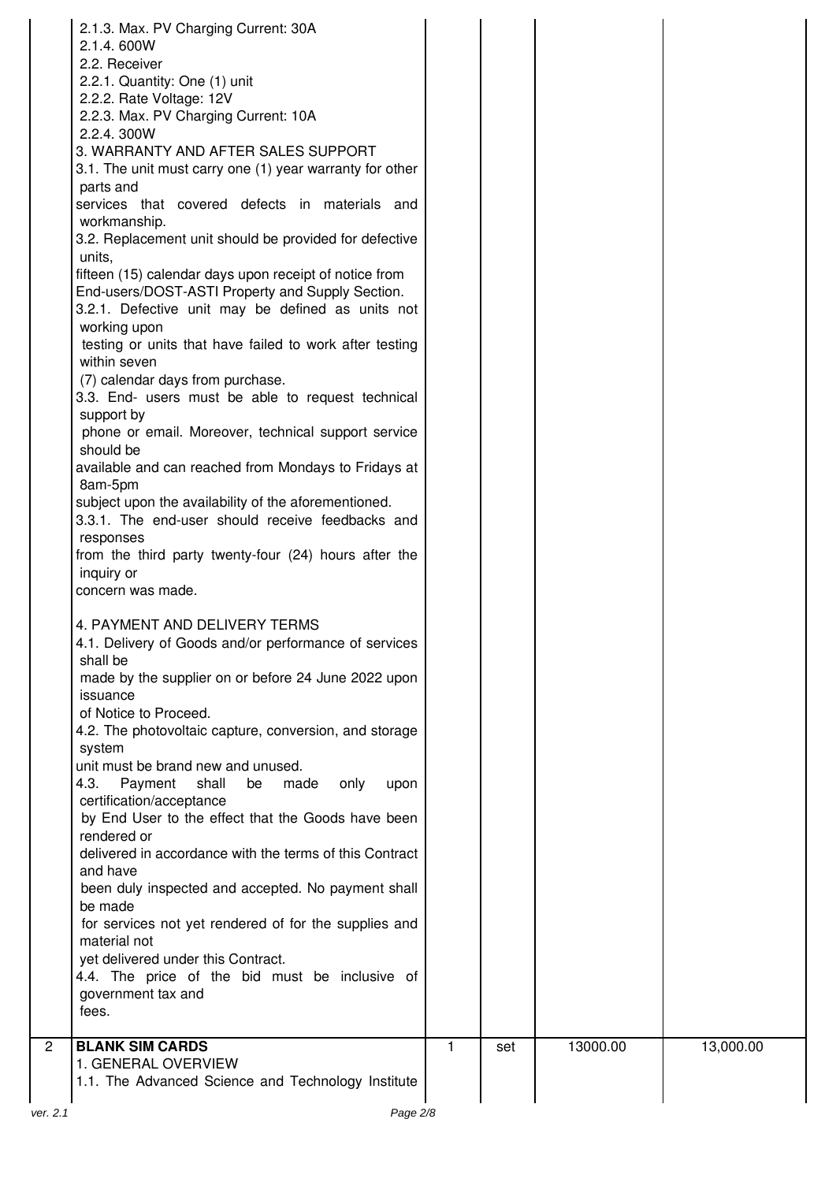| | | | | | |
|---|---|---|---|---|---|
| | 2.1.3. Max. PV Charging Current: 30A<br>2.1.4. 600W<br>2.2. Receiver<br>2.2.1. Quantity: One (1) unit<br>2.2.2. Rate Voltage: 12V<br>2.2.3. Max. PV Charging Current: 10A<br>2.2.4. 300W<br>3. WARRANTY AND AFTER SALES SUPPORT<br>3.1. The unit must carry one (1) year warranty for other parts and services that covered defects in materials and workmanship.<br>3.2. Replacement unit should be provided for defective units, fifteen (15) calendar days upon receipt of notice from End-users/DOST-ASTI Property and Supply Section.<br>3.2.1. Defective unit may be defined as units not working upon testing or units that have failed to work after testing within seven (7) calendar days from purchase.<br>3.3. End- users must be able to request technical support by phone or email. Moreover, technical support service should be available and can reached from Mondays to Fridays at 8am-5pm subject upon the availability of the aforementioned.<br>3.3.1. The end-user should receive feedbacks and responses from the third party twenty-four (24) hours after the inquiry or concern was made.<br><br>4. PAYMENT AND DELIVERY TERMS<br>4.1. Delivery of Goods and/or performance of services shall be made by the supplier on or before 24 June 2022 upon issuance of Notice to Proceed.<br>4.2. The photovoltaic capture, conversion, and storage system unit must be brand new and unused.<br>4.3. Payment shall be made only upon certification/acceptance by End User to the effect that the Goods have been rendered or delivered in accordance with the terms of this Contract and have been duly inspected and accepted. No payment shall be made for services not yet rendered of for the supplies and material not yet delivered under this Contract.<br>4.4. The price of the bid must be inclusive of government tax and fees. | | | | |
| 2 | **BLANK SIM CARDS**<br>1. GENERAL OVERVIEW<br>1.1. The Advanced Science and Technology Institute | 1 | set | 13000.00 | 13,000.00 |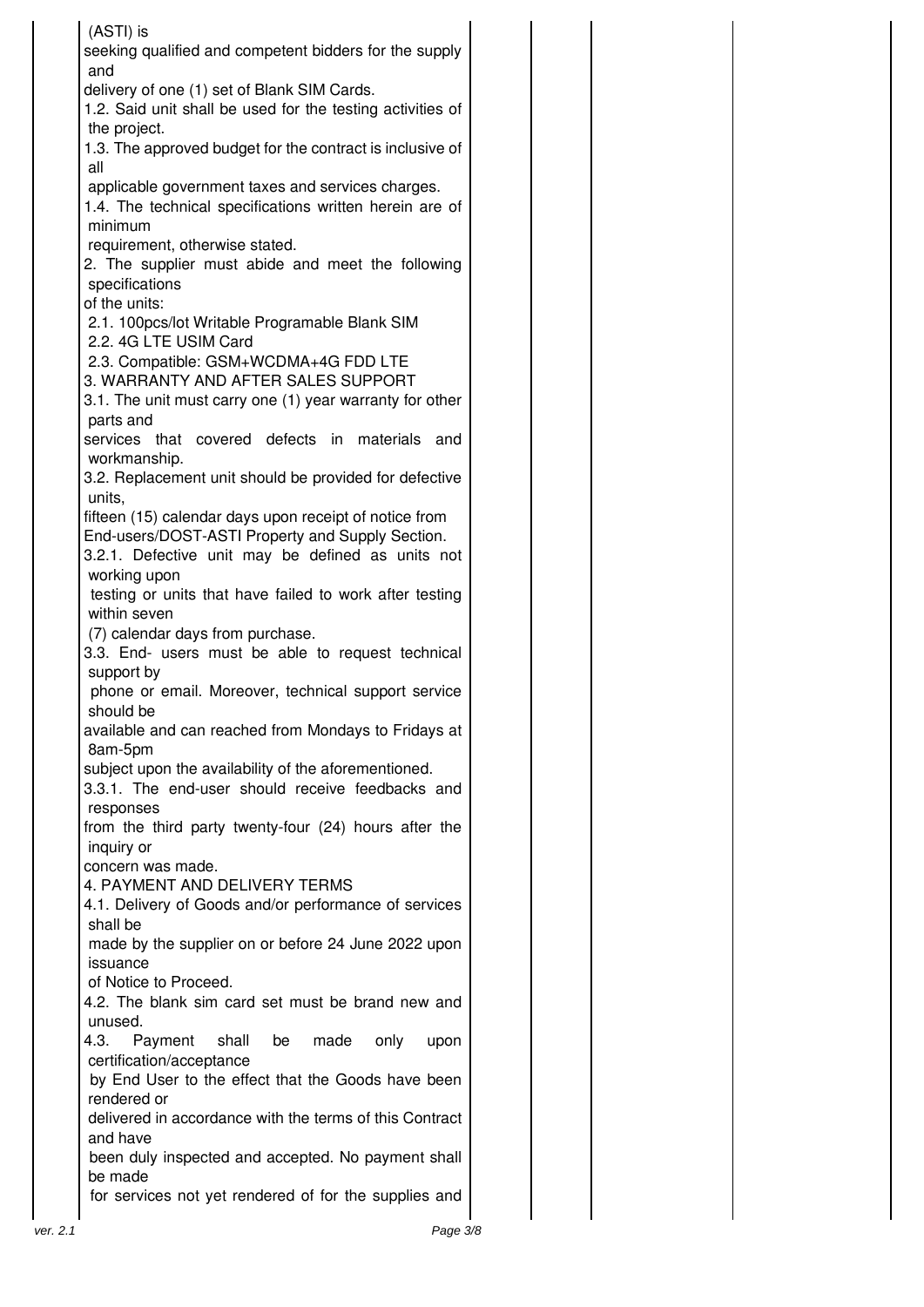(ASTI) is seeking qualified and competent bidders for the supply and delivery of one (1) set of Blank SIM Cards.

1.2. Said unit shall be used for the testing activities of the project.

1.3. The approved budget for the contract is inclusive of all applicable government taxes and services charges.

1.4. The technical specifications written herein are of minimum requirement, otherwise stated.

2. The supplier must abide and meet the following specifications of the units:

2.1. 100pcs/lot Writable Programable Blank SIM

2.2. 4G LTE USIM Card

2.3. Compatible: GSM+WCDMA+4G FDD LTE

3. WARRANTY AND AFTER SALES SUPPORT

3.1. The unit must carry one (1) year warranty for other parts and services that covered defects in materials and workmanship.

3.2. Replacement unit should be provided for defective units, fifteen (15) calendar days upon receipt of notice from End-users/DOST-ASTI Property and Supply Section.

3.2.1. Defective unit may be defined as units not working upon testing or units that have failed to work after testing within seven (7) calendar days from purchase.

3.3. End- users must be able to request technical support by phone or email. Moreover, technical support service should be available and can reached from Mondays to Fridays at 8am-5pm subject upon the availability of the aforementioned.

3.3.1. The end-user should receive feedbacks and responses from the third party twenty-four (24) hours after the inquiry or concern was made.

4. PAYMENT AND DELIVERY TERMS

4.1. Delivery of Goods and/or performance of services shall be made by the supplier on or before 24 June 2022 upon issuance of Notice to Proceed.

4.2. The blank sim card set must be brand new and unused.

4.3. Payment shall be made only upon certification/acceptance by End User to the effect that the Goods have been rendered or delivered in accordance with the terms of this Contract and have been duly inspected and accepted. No payment shall be made for services not yet rendered of for the supplies and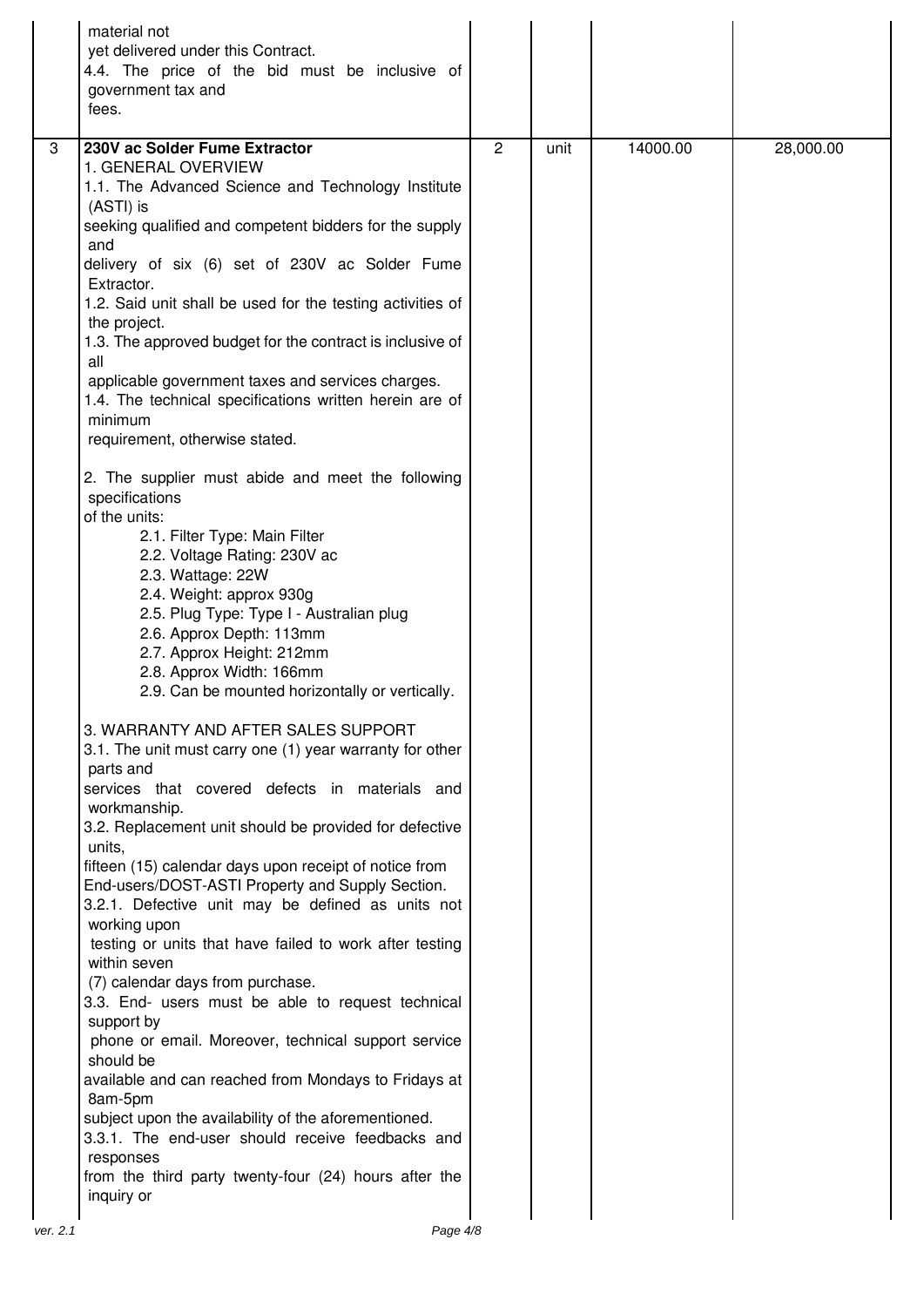| | | | | | |
|---|---|---|---|---|---|
| | material not<br>yet delivered under this Contract.<br>4.4. The price of the bid must be inclusive of government tax and<br>fees. | | | | |
| 3 | **230V ac Solder Fume Extractor**<br>1. GENERAL OVERVIEW<br>1.1. The Advanced Science and Technology Institute (ASTI) is<br>seeking qualified and competent bidders for the supply and<br>delivery of six (6) set of 230V ac Solder Fume Extractor.<br>1.2. Said unit shall be used for the testing activities of the project.<br>1.3. The approved budget for the contract is inclusive of all<br>applicable government taxes and services charges.<br>1.4. The technical specifications written herein are of minimum<br>requirement, otherwise stated.<br><br>2. The supplier must abide and meet the following specifications<br>of the units:<br>2.1. Filter Type: Main Filter<br>2.2. Voltage Rating: 230V ac<br>2.3. Wattage: 22W<br>2.4. Weight: approx 930g<br>2.5. Plug Type: Type I - Australian plug<br>2.6. Approx Depth: 113mm<br>2.7. Approx Height: 212mm<br>2.8. Approx Width: 166mm<br>2.9. Can be mounted horizontally or vertically.<br><br>3. WARRANTY AND AFTER SALES SUPPORT<br>3.1. The unit must carry one (1) year warranty for other parts and<br>services that covered defects in materials and workmanship.<br>3.2. Replacement unit should be provided for defective units,<br>fifteen (15) calendar days upon receipt of notice from<br>End-users/DOST-ASTI Property and Supply Section.<br>3.2.1. Defective unit may be defined as units not working upon<br>testing or units that have failed to work after testing within seven<br>(7) calendar days from purchase.<br>3.3. End- users must be able to request technical support by<br>phone or email. Moreover, technical support service should be<br>available and can reached from Mondays to Fridays at 8am-5pm<br>subject upon the availability of the aforementioned.<br>3.3.1. The end-user should receive feedbacks and responses<br>from the third party twenty-four (24) hours after the inquiry or | 2 | unit | 14000.00 | 28,000.00 |

ver. 2.1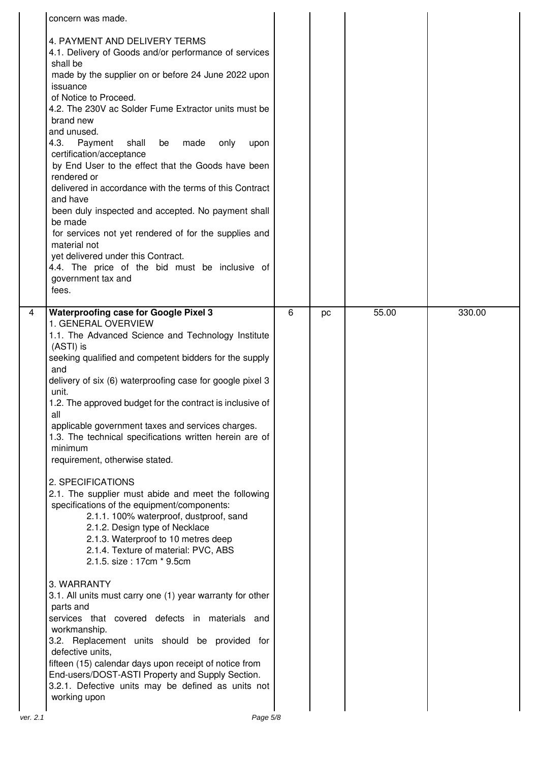| | | | | | |
|---|---|---|---|---|---|
| | concern was made.<br><br>4. PAYMENT AND DELIVERY TERMS<br>4.1. Delivery of Goods and/or performance of services shall be made by the supplier on or before 24 June 2022 upon issuance of Notice to Proceed.<br>4.2. The 230V ac Solder Fume Extractor units must be brand new and unused.<br>4.3. Payment shall be made only upon certification/acceptance by End User to the effect that the Goods have been rendered or delivered in accordance with the terms of this Contract and have been duly inspected and accepted. No payment shall be made for services not yet rendered of for the supplies and material not yet delivered under this Contract.<br>4.4. The price of the bid must be inclusive of government tax and fees. | | | | |
| 4 | **Waterproofing case for Google Pixel 3**<br>1. GENERAL OVERVIEW<br>1.1. The Advanced Science and Technology Institute (ASTI) is seeking qualified and competent bidders for the supply and delivery of six (6) waterproofing case for google pixel 3 unit.<br>1.2. The approved budget for the contract is inclusive of all applicable government taxes and services charges.<br>1.3. The technical specifications written herein are of minimum requirement, otherwise stated.<br><br>2. SPECIFICATIONS<br>2.1. The supplier must abide and meet the following specifications of the equipment/components:<br>2.1.1. 100% waterproof, dustproof, sand<br>2.1.2. Design type of Necklace<br>2.1.3. Waterproof to 10 metres deep<br>2.1.4. Texture of material: PVC, ABS<br>2.1.5. size : 17cm * 9.5cm<br><br>3. WARRANTY<br>3.1. All units must carry one (1) year warranty for other parts and services that covered defects in materials and workmanship.<br>3.2. Replacement units should be provided for defective units, fifteen (15) calendar days upon receipt of notice from End-users/DOST-ASTI Property and Supply Section.<br>3.2.1. Defective units may be defined as units not working upon | 6 | pc | 55.00 | 330.00 |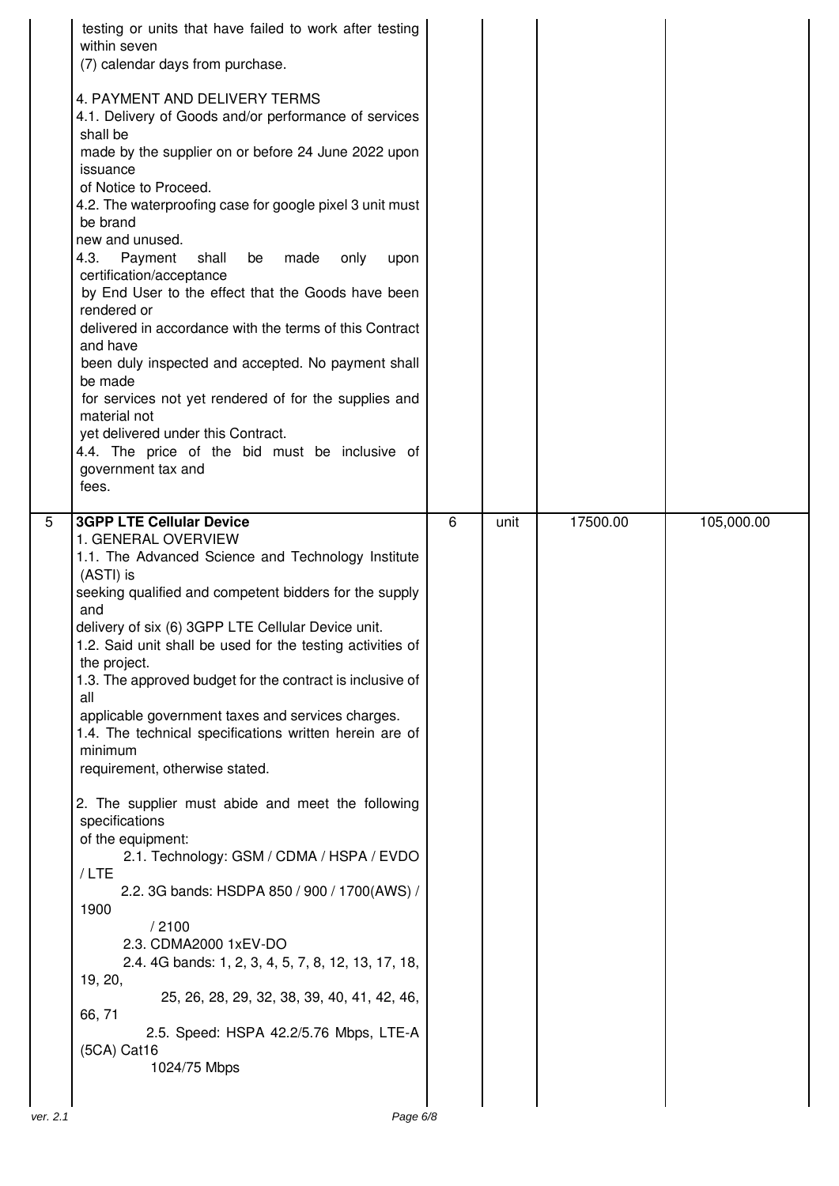| | | | | | |
|---|---|---|---|---|---|
| | testing or units that have failed to work after testing within seven (7) calendar days from purchase.<br><br>4. PAYMENT AND DELIVERY TERMS<br>4.1. Delivery of Goods and/or performance of services shall be made by the supplier on or before 24 June 2022 upon issuance of Notice to Proceed.<br>4.2. The waterproofing case for google pixel 3 unit must be brand new and unused.<br>4.3. Payment shall be made only upon certification/acceptance by End User to the effect that the Goods have been rendered or delivered in accordance with the terms of this Contract and have been duly inspected and accepted. No payment shall be made for services not yet rendered of for the supplies and material not yet delivered under this Contract.<br>4.4. The price of the bid must be inclusive of government tax and fees. | | | | |
| 5 | **3GPP LTE Cellular Device**<br>1. GENERAL OVERVIEW<br>1.1. The Advanced Science and Technology Institute (ASTI) is seeking qualified and competent bidders for the supply and delivery of six (6) 3GPP LTE Cellular Device unit.<br>1.2. Said unit shall be used for the testing activities of the project.<br>1.3. The approved budget for the contract is inclusive of all applicable government taxes and services charges.<br>1.4. The technical specifications written herein are of minimum requirement, otherwise stated.<br><br>2. The supplier must abide and meet the following specifications of the equipment:<br>2.1. Technology: GSM / CDMA / HSPA / EVDO / LTE<br>2.2. 3G bands: HSDPA 850 / 900 / 1700(AWS) / 1900 / 2100<br>2.3. CDMA2000 1xEV-DO<br>2.4. 4G bands: 1, 2, 3, 4, 5, 7, 8, 12, 13, 17, 18, 19, 20, 25, 26, 28, 29, 32, 38, 39, 40, 41, 42, 46, 66, 71<br>2.5. Speed: HSPA 42.2/5.76 Mbps, LTE-A (5CA) Cat16 1024/75 Mbps | 6 | unit | 17500.00 | 105,000.00 |

ver. 2.1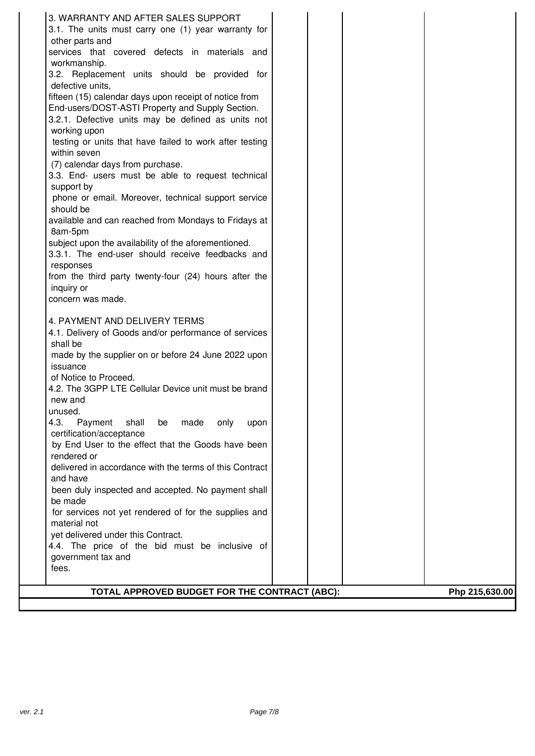| | | | |
|---|---|---|---|
| 3. WARRANTY AND AFTER SALES SUPPORT<br>3.1. The units must carry one (1) year warranty for other parts and services that covered defects in materials and workmanship.<br>3.2. Replacement units should be provided for defective units, fifteen (15) calendar days upon receipt of notice from End-users/DOST-ASTI Property and Supply Section.<br>3.2.1. Defective units may be defined as units not working upon testing or units that have failed to work after testing within seven (7) calendar days from purchase.<br>3.3. End- users must be able to request technical support by phone or email. Moreover, technical support service should be available and can reached from Mondays to Fridays at 8am-5pm subject upon the availability of the aforementioned.<br>3.3.1. The end-user should receive feedbacks and responses from the third party twenty-four (24) hours after the inquiry or concern was made.<br><br>4. PAYMENT AND DELIVERY TERMS<br>4.1. Delivery of Goods and/or performance of services shall be made by the supplier on or before 24 June 2022 upon issuance of Notice to Proceed.<br>4.2. The 3GPP LTE Cellular Device unit must be brand new and unused.<br>4.3. Payment shall be made only upon certification/acceptance by End User to the effect that the Goods have been rendered or delivered in accordance with the terms of this Contract and have been duly inspected and accepted. No payment shall be made for services not yet rendered of for the supplies and material not yet delivered under this Contract.<br>4.4. The price of the bid must be inclusive of government tax and fees. | | | |
| **TOTAL APPROVED BUDGET FOR THE CONTRACT (ABC):** | | | **Php 215,630.00** |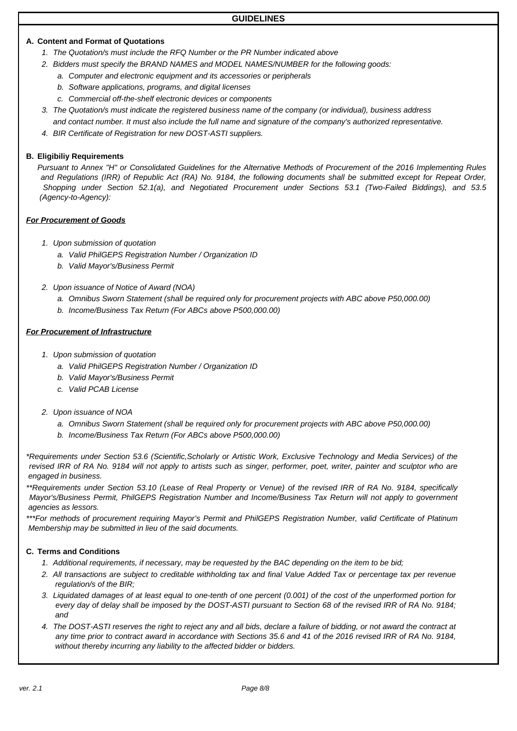## GUIDELINES

### A. Content and Format of Quotations

1. *The Quotation/s must include the RFQ Number or the PR Number indicated above*
2. *Bidders must specify the BRAND NAMES and MODEL NAMES/NUMBER for the following goods:*
   a. *Computer and electronic equipment and its accessories or peripherals*
   b. *Software applications, programs, and digital licenses*
   c. *Commercial off-the-shelf electronic devices or components*
3. *The Quotation/s must indicate the registered business name of the company (or individual), business address and contact number. It must also include the full name and signature of the company's authorized representative.*
4. *BIR Certificate of Registration for new DOST-ASTI suppliers.*

### B. Eligibiliy Requirements

*Pursuant to Annex "H" or Consolidated Guidelines for the Alternative Methods of Procurement of the 2016 Implementing Rules and Regulations (IRR) of Republic Act (RA) No. 9184, the following documents shall be submitted except for Repeat Order, Shopping under Section 52.1(a), and Negotiated Procurement under Sections 53.1 (Two-Failed Biddings), and 53.5 (Agency-to-Agency):*

***For Procurement of Goods***

1. *Upon submission of quotation*
   a. *Valid PhilGEPS Registration Number / Organization ID*
   b. *Valid Mayor's/Business Permit*
2. *Upon issuance of Notice of Award (NOA)*
   a. *Omnibus Sworn Statement (shall be required only for procurement projects with ABC above P50,000.00)*
   b. *Income/Business Tax Return (For ABCs above P500,000.00)*

***For Procurement of Infrastructure***

1. *Upon submission of quotation*
   a. *Valid PhilGEPS Registration Number / Organization ID*
   b. *Valid Mayor's/Business Permit*
   c. *Valid PCAB License*
2. *Upon issuance of NOA*
   a. *Omnibus Sworn Statement (shall be required only for procurement projects with ABC above P50,000.00)*
   b. *Income/Business Tax Return (For ABCs above P500,000.00)*

*\*Requirements under Section 53.6 (Scientific,Scholarly or Artistic Work, Exclusive Technology and Media Services) of the revised IRR of RA No. 9184 will not apply to artists such as singer, performer, poet, writer, painter and sculptor who are engaged in business.*

*\*\*Requirements under Section 53.10 (Lease of Real Property or Venue) of the revised IRR of RA No. 9184, specifically Mayor's/Business Permit, PhilGEPS Registration Number and Income/Business Tax Return will not apply to government agencies as lessors.*

*\*\*\*For methods of procurement requiring Mayor's Permit and PhilGEPS Registration Number, valid Certificate of Platinum Membership may be submitted in lieu of the said documents.*

### C. Terms and Conditions

1. *Additional requirements, if necessary, may be requested by the BAC depending on the item to be bid;*
2. *All transactions are subject to creditable withholding tax and final Value Added Tax or percentage tax per revenue regulation/s of the BIR;*
3. *Liquidated damages of at least equal to one-tenth of one percent (0.001) of the cost of the unperformed portion for every day of delay shall be imposed by the DOST-ASTI pursuant to Section 68 of the revised IRR of RA No. 9184; and*
4. *The DOST-ASTI reserves the right to reject any and all bids, declare a failure of bidding, or not award the contract at any time prior to contract award in accordance with Sections 35.6 and 41 of the 2016 revised IRR of RA No. 9184, without thereby incurring any liability to the affected bidder or bidders.*

*ver. 2.1*